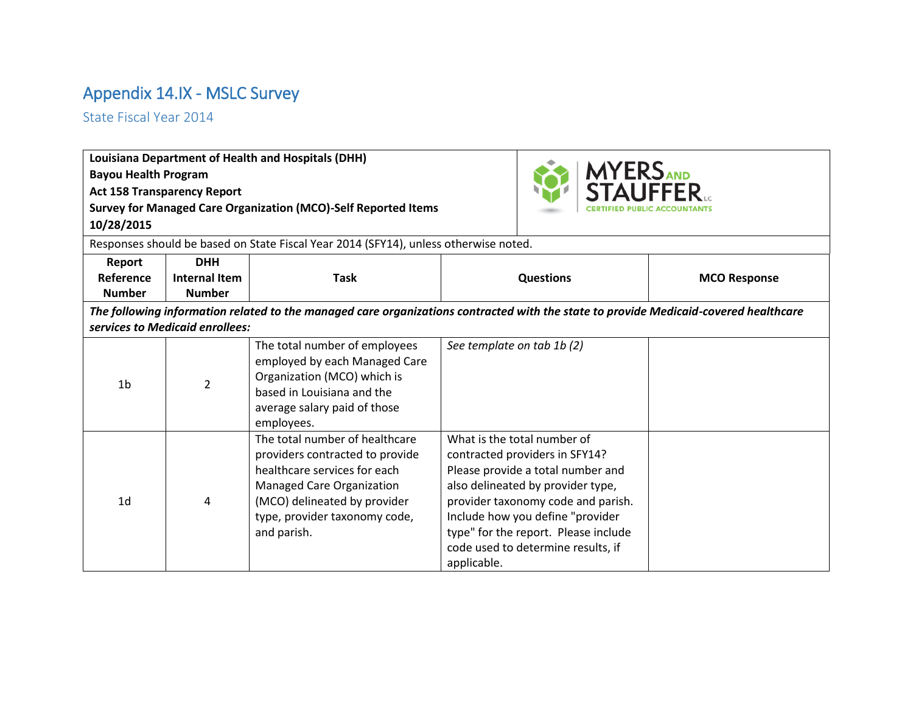# Appendix 14.IX - MSLC Survey

State Fiscal Year 2014

| **Louisiana Department of Health and Hospitals (DHH)**<br>**Bayou Health Program**<br>**Act 158 Transparency Report**<br>**Survey for Managed Care Organization (MCO)-Self Reported Items**<br>**10/28/2015** | | | MYERS AND STAUFFER LC CERTIFIED PUBLIC ACCOUNTANTS | |
|---|---|---|---|---|
| Responses should be based on State Fiscal Year 2014 (SFY14), unless otherwise noted. | | | | |
| **Report Reference Number** | **DHH Internal Item Number** | **Task** | **Questions** | **MCO Response** |
| ***The following information related to the managed care organizations contracted with the state to provide Medicaid-covered healthcare services to Medicaid enrollees:*** | | | | |
| 1b | 2 | The total number of employees employed by each Managed Care Organization (MCO) which is based in Louisiana and the average salary paid of those employees. | *See template on tab 1b (2)* | |
| 1d | 4 | The total number of healthcare providers contracted to provide healthcare services for each Managed Care Organization (MCO) delineated by provider type, provider taxonomy code, and parish. | What is the total number of contracted providers in SFY14? Please provide a total number and also delineated by provider type, provider taxonomy code and parish. Include how you define "provider type" for the report. Please include code used to determine results, if applicable. | |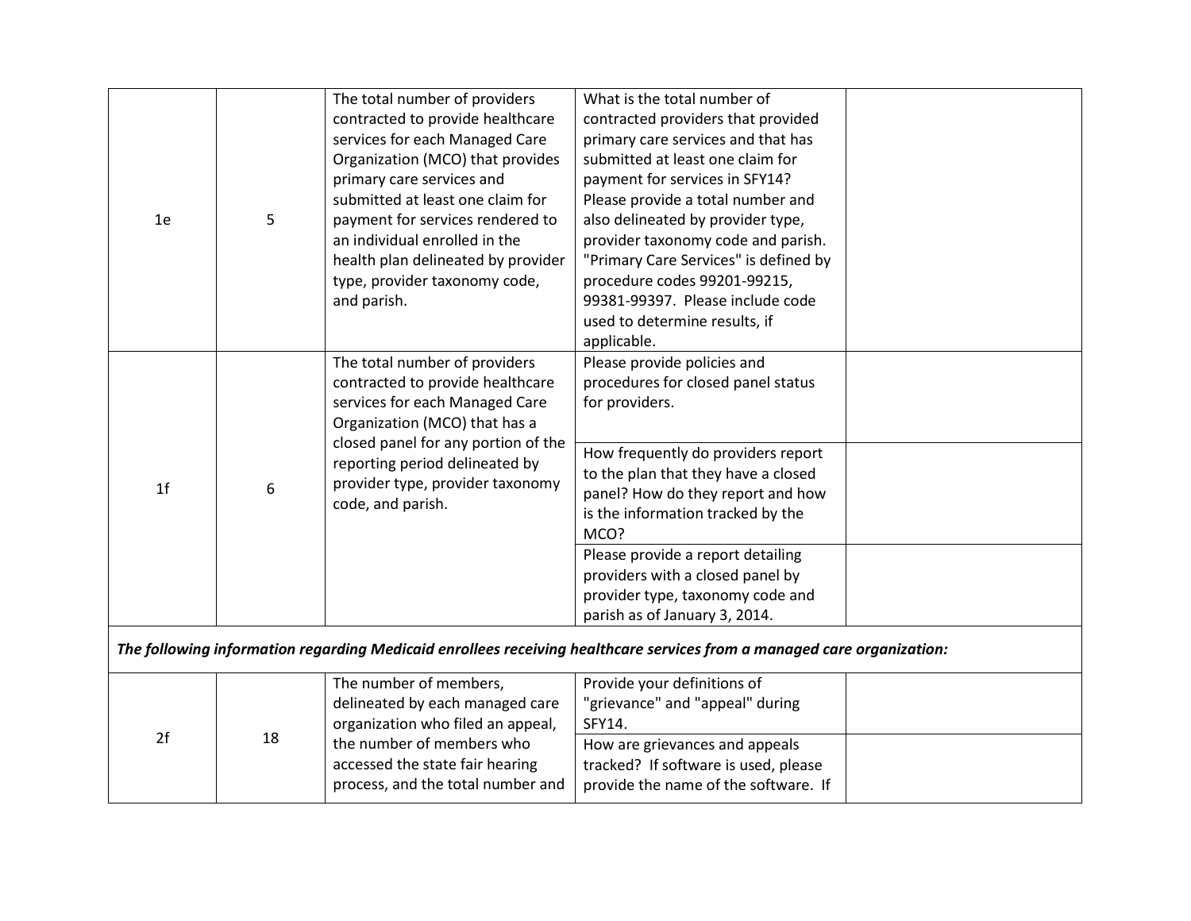| | | | | |
|---|---|---|---|---|
| 1e | 5 | The total number of providers contracted to provide healthcare services for each Managed Care Organization (MCO) that provides primary care services and submitted at least one claim for payment for services rendered to an individual enrolled in the health plan delineated by provider type, provider taxonomy code, and parish. | What is the total number of contracted providers that provided primary care services and that has submitted at least one claim for payment for services in SFY14? Please provide a total number and also delineated by provider type, provider taxonomy code and parish. "Primary Care Services" is defined by procedure codes 99201-99215, 99381-99397. Please include code used to determine results, if applicable. | |
| 1f | 6 | The total number of providers contracted to provide healthcare services for each Managed Care Organization (MCO) that has a closed panel for any portion of the reporting period delineated by provider type, provider taxonomy code, and parish. | Please provide policies and procedures for closed panel status for providers. | |
| | | | How frequently do providers report to the plan that they have a closed panel? How do they report and how is the information tracked by the MCO? | |
| | | | Please provide a report detailing providers with a closed panel by provider type, taxonomy code and parish as of January 3, 2014. | |
| ***The following information regarding Medicaid enrollees receiving healthcare services from a managed care organization:*** | | | | |
| 2f | 18 | The number of members, delineated by each managed care organization who filed an appeal, the number of members who accessed the state fair hearing process, and the total number and | Provide your definitions of "grievance" and "appeal" during SFY14. | |
| | | | How are grievances and appeals tracked? If software is used, please provide the name of the software. If | |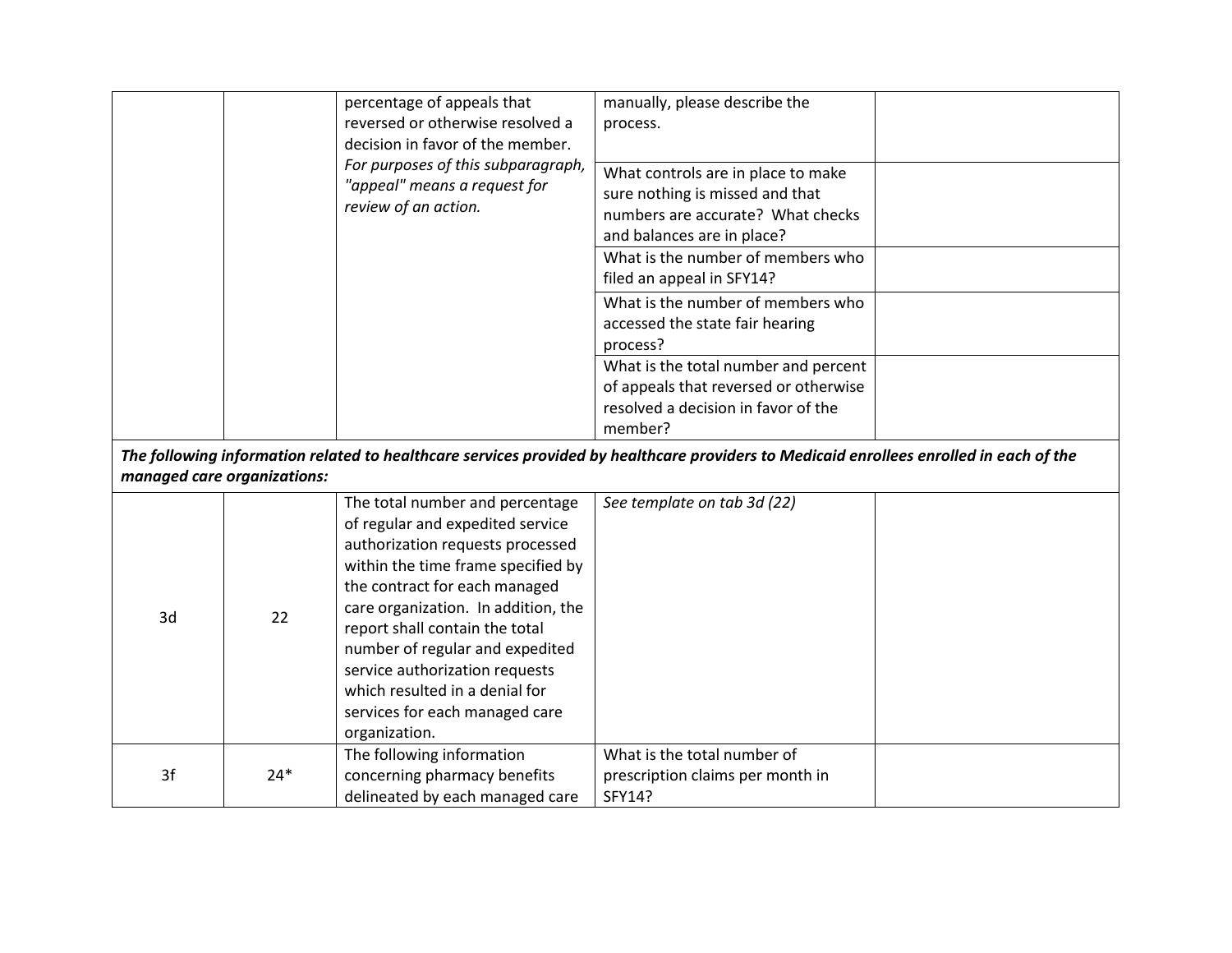| | | | | |
|---|---|---|---|---|
| | | percentage of appeals that reversed or otherwise resolved a decision in favor of the member. *For purposes of this subparagraph, "appeal" means a request for review of an action.* | manually, please describe the process. | |
| | | | What controls are in place to make sure nothing is missed and that numbers are accurate? What checks and balances are in place? | |
| | | | What is the number of members who filed an appeal in SFY14? | |
| | | | What is the number of members who accessed the state fair hearing process? | |
| | | | What is the total number and percent of appeals that reversed or otherwise resolved a decision in favor of the member? | |
| ***The following information related to healthcare services provided by healthcare providers to Medicaid enrollees enrolled in each of the managed care organizations:*** | | | | |
| 3d | 22 | The total number and percentage of regular and expedited service authorization requests processed within the time frame specified by the contract for each managed care organization. In addition, the report shall contain the total number of regular and expedited service authorization requests which resulted in a denial for services for each managed care organization. | *See template on tab 3d (22)* | |
| 3f | 24* | The following information concerning pharmacy benefits delineated by each managed care | What is the total number of prescription claims per month in SFY14? | |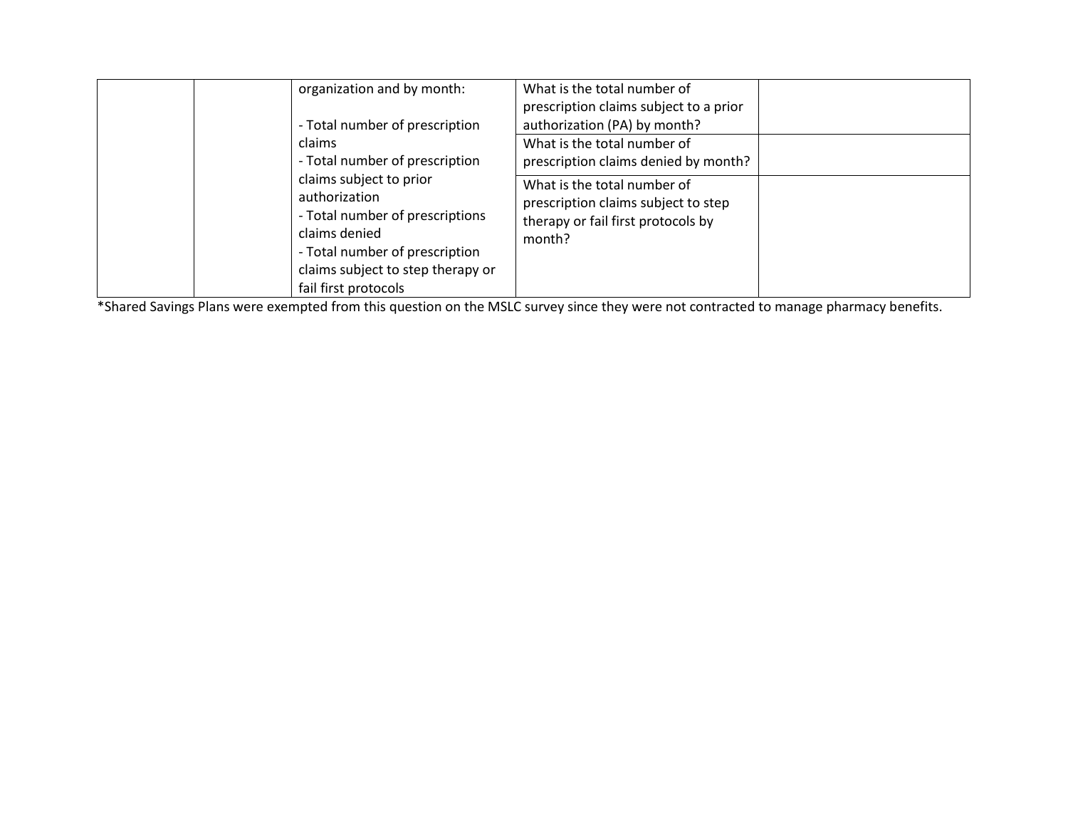| | | | | |
|---|---|---|---|---|
| | | organization and by month:<br><br>- Total number of prescription claims<br>- Total number of prescription claims subject to prior authorization<br>- Total number of prescriptions claims denied<br>- Total number of prescription claims subject to step therapy or fail first protocols | What is the total number of prescription claims subject to a prior authorization (PA) by month? | |
| | | | What is the total number of prescription claims denied by month? | |
| | | | What is the total number of prescription claims subject to step therapy or fail first protocols by month? | |

*Shared Savings Plans were exempted from this question on the MSLC survey since they were not contracted to manage pharmacy benefits.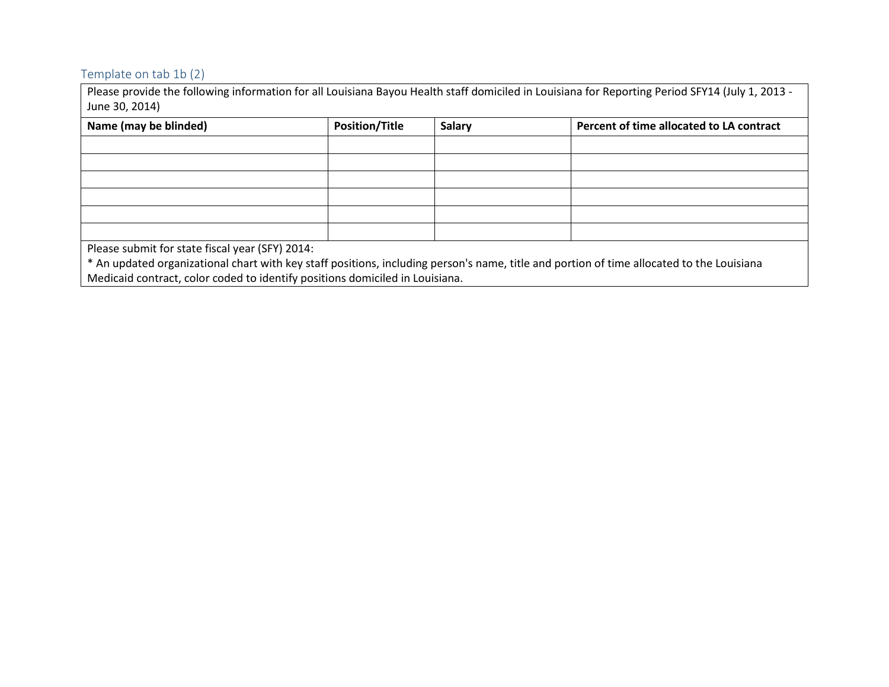### Template on tab 1b (2)

| Please provide the following information for all Louisiana Bayou Health staff domiciled in Louisiana for Reporting Period SFY14 (July 1, 2013 - June 30, 2014) | | | |
|---|---|---|---|
| **Name (may be blinded)** | **Position/Title** | **Salary** | **Percent of time allocated to LA contract** |
| | | | |
| | | | |
| | | | |
| | | | |
| | | | |
| | | | |
| Please submit for state fiscal year (SFY) 2014:<br>* An updated organizational chart with key staff positions, including person's name, title and portion of time allocated to the Louisiana Medicaid contract, color coded to identify positions domiciled in Louisiana. | | | |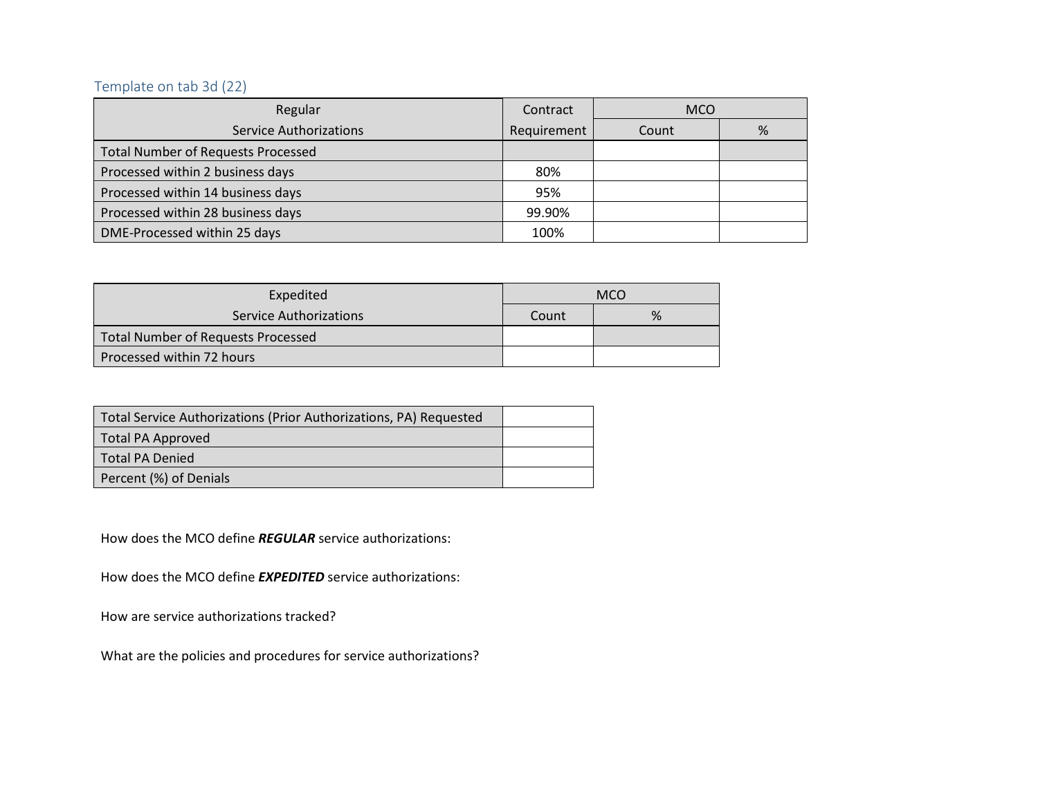### Template on tab 3d (22)

| Regular Service Authorizations | Contract Requirement | MCO | |
|---|---|---|---|
| | | Count | % |
| Total Number of Requests Processed | | | |
| Processed within 2 business days | 80% | | |
| Processed within 14 business days | 95% | | |
| Processed within 28 business days | 99.90% | | |
| DME-Processed within 25 days | 100% | | |

| Expedited Service Authorizations | MCO | |
|---|---|---|
| | Count | % |
| Total Number of Requests Processed | | |
| Processed within 72 hours | | |

| | |
|---|---|
| Total Service Authorizations (Prior Authorizations, PA) Requested | |
| Total PA Approved | |
| Total PA Denied | |
| Percent (%) of Denials | |

How does the MCO define ***REGULAR*** service authorizations:

How does the MCO define ***EXPEDITED*** service authorizations:

How are service authorizations tracked?

What are the policies and procedures for service authorizations?